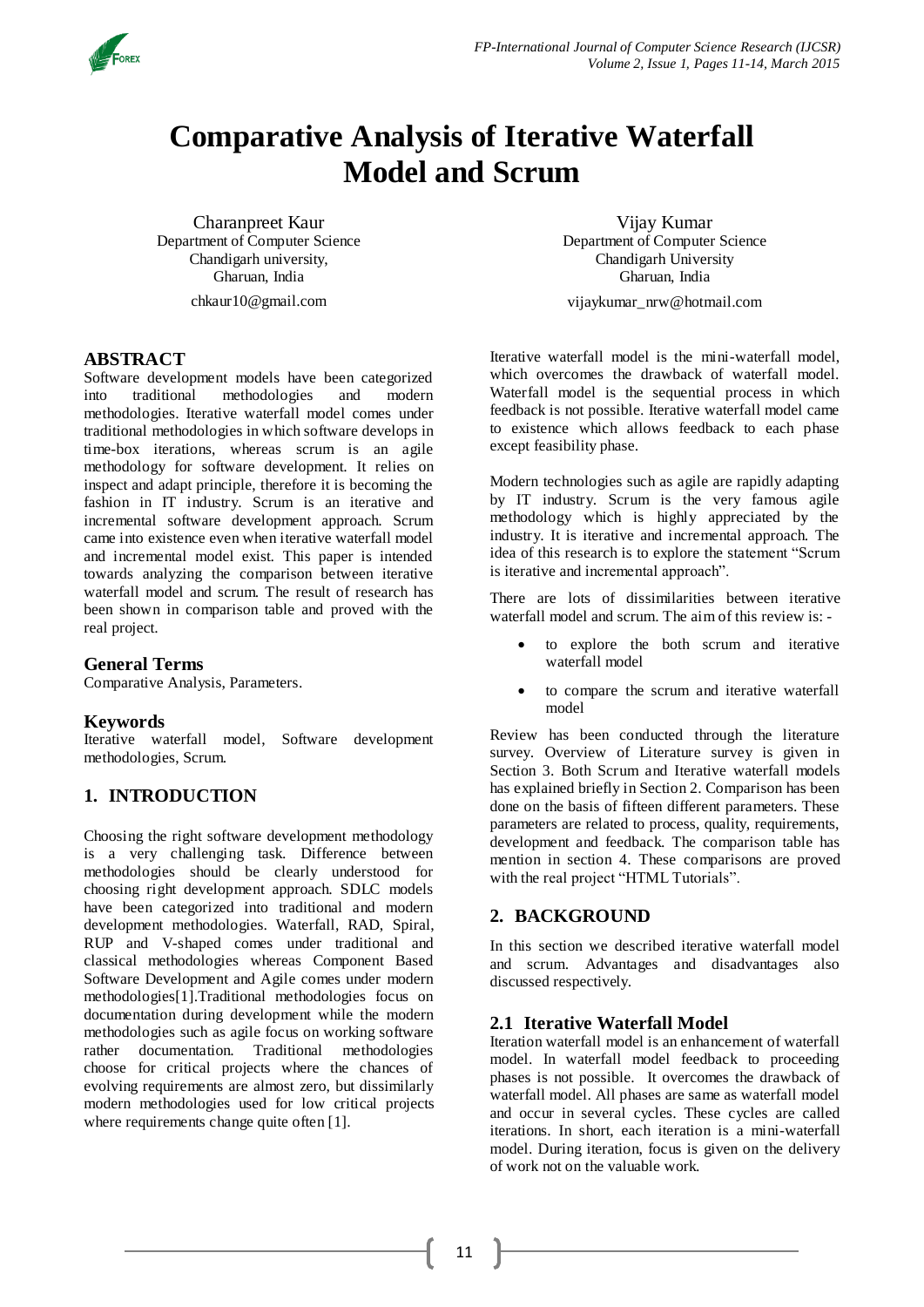// Comparative Analysis of Iterative Waterfall Model and Scrum

Charanpreet Kaur
Department of Computer Science
Chandigarh university,
Gharuan, India
chkaur10@gmail.com

Vijay Kumar
Department of Computer Science
Chandigarh University
Gharuan, India
vijaykumar_nrw@hotmail.com

## ABSTRACT

Software development models have been categorized into traditional methodologies and modern methodologies. Iterative waterfall model comes under traditional methodologies in which software develops in time-box iterations, whereas scrum is an agile methodology for software development. It relies on inspect and adapt principle, therefore it is becoming the fashion in IT industry. Scrum is an iterative and incremental software development approach. Scrum came into existence even when iterative waterfall model and incremental model exist. This paper is intended towards analyzing the comparison between iterative waterfall model and scrum. The result of research has been shown in comparison table and proved with the real project.

## General Terms

Comparative Analysis, Parameters.

## Keywords

Iterative waterfall model, Software development methodologies, Scrum.

## 1. INTRODUCTION

Choosing the right software development methodology is a very challenging task. Difference between methodologies should be clearly understood for choosing right development approach. SDLC models have been categorized into traditional and modern development methodologies. Waterfall, RAD, Spiral, RUP and V-shaped comes under traditional and classical methodologies whereas Component Based Software Development and Agile comes under modern methodologies[1].Traditional methodologies focus on documentation during development while the modern methodologies such as agile focus on working software rather documentation. Traditional methodologies choose for critical projects where the chances of evolving requirements are almost zero, but dissimilarly modern methodologies used for low critical projects where requirements change quite often [1].

Iterative waterfall model is the mini-waterfall model, which overcomes the drawback of waterfall model. Waterfall model is the sequential process in which feedback is not possible. Iterative waterfall model came to existence which allows feedback to each phase except feasibility phase.

Modern technologies such as agile are rapidly adapting by IT industry. Scrum is the very famous agile methodology which is highly appreciated by the industry. It is iterative and incremental approach. The idea of this research is to explore the statement "Scrum is iterative and incremental approach".

There are lots of dissimilarities between iterative waterfall model and scrum. The aim of this review is: -

- to explore the both scrum and iterative waterfall model
- to compare the scrum and iterative waterfall model

Review has been conducted through the literature survey. Overview of Literature survey is given in Section 3. Both Scrum and Iterative waterfall models has explained briefly in Section 2. Comparison has been done on the basis of fifteen different parameters. These parameters are related to process, quality, requirements, development and feedback. The comparison table has mention in section 4. These comparisons are proved with the real project "HTML Tutorials".

## 2. BACKGROUND

In this section we described iterative waterfall model and scrum. Advantages and disadvantages also discussed respectively.

### 2.1 Iterative Waterfall Model

Iteration waterfall model is an enhancement of waterfall model. In waterfall model feedback to proceeding phases is not possible. It overcomes the drawback of waterfall model. All phases are same as waterfall model and occur in several cycles. These cycles are called iterations. In short, each iteration is a mini-waterfall model. During iteration, focus is given on the delivery of work not on the valuable work.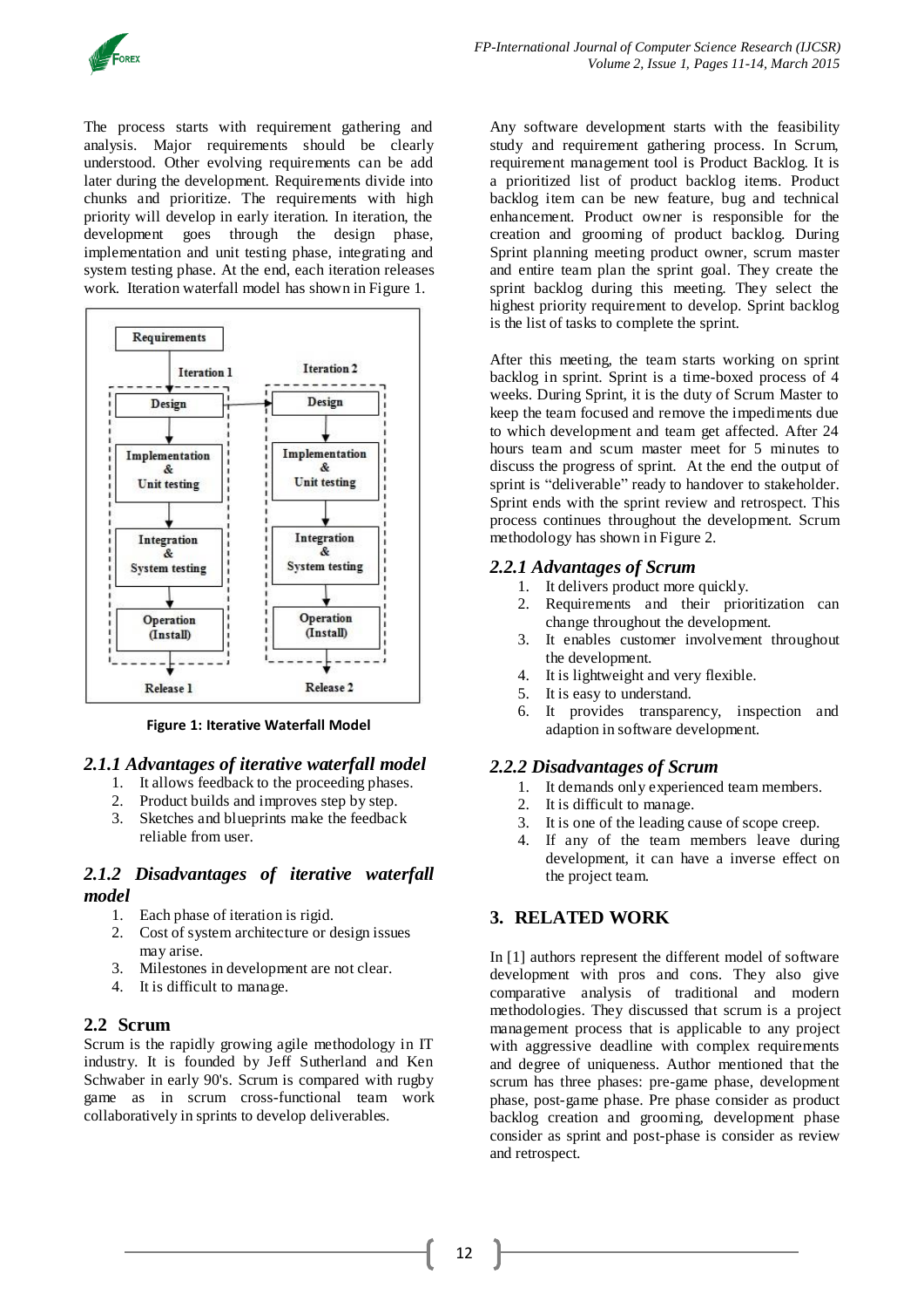The process starts with requirement gathering and analysis. Major requirements should be clearly understood. Other evolving requirements can be add later during the development. Requirements divide into chunks and prioritize. The requirements with high priority will develop in early iteration. In iteration, the development goes through the design phase, implementation and unit testing phase, integrating and system testing phase. At the end, each iteration releases work. Iteration waterfall model has shown in Figure 1.

**Figure 1: Iterative Waterfall Model**

### *2.1.1 Advantages of iterative waterfall model*

1. It allows feedback to the proceeding phases.
2. Product builds and improves step by step.
3. Sketches and blueprints make the feedback reliable from user.

### *2.1.2 Disadvantages of iterative waterfall model*

1. Each phase of iteration is rigid.
2. Cost of system architecture or design issues may arise.
3. Milestones in development are not clear.
4. It is difficult to manage.

## 2.2 Scrum

Scrum is the rapidly growing agile methodology in IT industry. It is founded by Jeff Sutherland and Ken Schwaber in early 90's. Scrum is compared with rugby game as in scrum cross-functional team work collaboratively in sprints to develop deliverables.

Any software development starts with the feasibility study and requirement gathering process. In Scrum, requirement management tool is Product Backlog. It is a prioritized list of product backlog items. Product backlog item can be new feature, bug and technical enhancement. Product owner is responsible for the creation and grooming of product backlog. During Sprint planning meeting product owner, scrum master and entire team plan the sprint goal. They create the sprint backlog during this meeting. They select the highest priority requirement to develop. Sprint backlog is the list of tasks to complete the sprint.

After this meeting, the team starts working on sprint backlog in sprint. Sprint is a time-boxed process of 4 weeks. During Sprint, it is the duty of Scrum Master to keep the team focused and remove the impediments due to which development and team get affected. After 24 hours team and scum master meet for 5 minutes to discuss the progress of sprint. At the end the output of sprint is "deliverable" ready to handover to stakeholder. Sprint ends with the sprint review and retrospect. This process continues throughout the development. Scrum methodology has shown in Figure 2.

### *2.2.1 Advantages of Scrum*

1. It delivers product more quickly.
2. Requirements and their prioritization can change throughout the development.
3. It enables customer involvement throughout the development.
4. It is lightweight and very flexible.
5. It is easy to understand.
6. It provides transparency, inspection and adaption in software development.

### *2.2.2 Disadvantages of Scrum*

1. It demands only experienced team members.
2. It is difficult to manage.
3. It is one of the leading cause of scope creep.
4. If any of the team members leave during development, it can have a inverse effect on the project team.

## 3. RELATED WORK

In [1] authors represent the different model of software development with pros and cons. They also give comparative analysis of traditional and modern methodologies. They discussed that scrum is a project management process that is applicable to any project with aggressive deadline with complex requirements and degree of uniqueness. Author mentioned that the scrum has three phases: pre-game phase, development phase, post-game phase. Pre phase consider as product backlog creation and grooming, development phase consider as sprint and post-phase is consider as review and retrospect.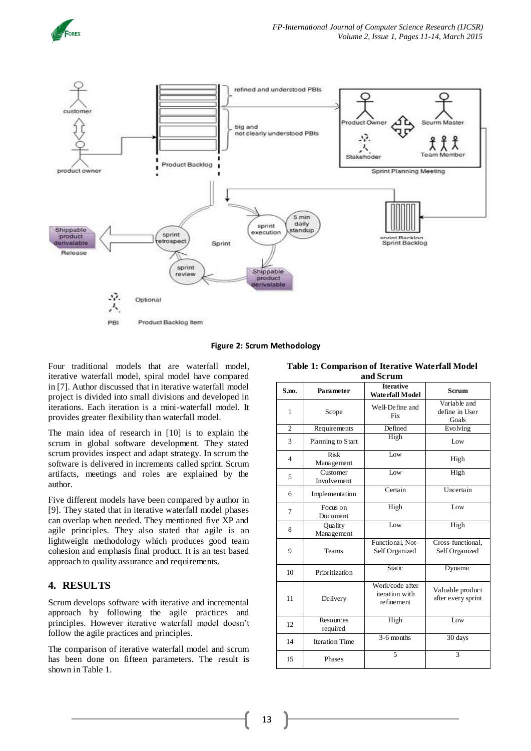Figure 2: Scrum Methodology

Four traditional models that are waterfall model, iterative waterfall model, spiral model have compared in [7]. Author discussed that in iterative waterfall model project is divided into small divisions and developed in iterations. Each iteration is a mini-waterfall model. It provides greater flexibility than waterfall model.

The main idea of research in [10] is to explain the scrum in global software development. They stated scrum provides inspect and adapt strategy. In scrum the software is delivered in increments called sprint. Scrum artifacts, meetings and roles are explained by the author.

Five different models have been compared by author in [9]. They stated that in iterative waterfall model phases can overlap when needed. They mentioned five XP and agile principles. They also stated that agile is an lightweight methodology which produces good team cohesion and emphasis final product. It is an test based approach to quality assurance and requirements.

## 4. RESULTS

Scrum develops software with iterative and incremental approach by following the agile practices and principles. However iterative waterfall model doesn't follow the agile practices and principles.

The comparison of iterative waterfall model and scrum has been done on fifteen parameters. The result is shown in Table 1.

**Table 1: Comparison of Iterative Waterfall Model and Scrum**

| S.no. | Parameter | Iterative Waterfall Model | Scrum |
|---|---|---|---|
| 1 | Scope | Well-Define and Fix | Variable and define in User Goals |
| 2 | Requirements | Defined | Evolving |
| 3 | Planning to Start | High | Low |
| 4 | Risk Management | Low | High |
| 5 | Customer Involvement | Low | High |
| 6 | Implementation | Certain | Uncertain |
| 7 | Focus on Document | High | Low |
| 8 | Quality Management | Low | High |
| 9 | Teams | Functional, Not-Self Organized | Cross-functional, Self Organized |
| 10 | Prioritization | Static | Dynamic |
| 11 | Delivery | Work/code after iteration with refinement | Valuable product after every sprint |
| 12 | Resources required | High | Low |
| 14 | Iteration Time | 3-6 months | 30 days |
| 15 | Phases | 5 | 3 |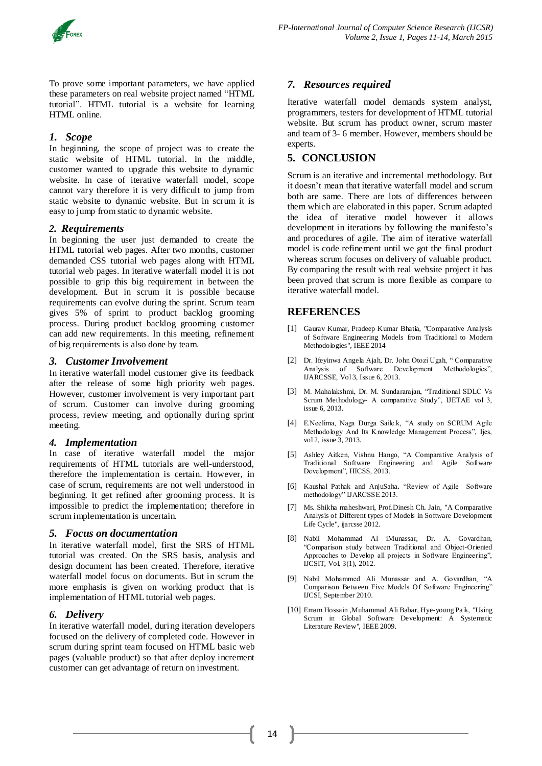To prove some important parameters, we have applied these parameters on real website project named "HTML tutorial". HTML tutorial is a website for learning HTML online.

### *1. Scope*

In beginning, the scope of project was to create the static website of HTML tutorial. In the middle, customer wanted to upgrade this website to dynamic website. In case of iterative waterfall model, scope cannot vary therefore it is very difficult to jump from static website to dynamic website. But in scrum it is easy to jump from static to dynamic website.

### *2. Requirements*

In beginning the user just demanded to create the HTML tutorial web pages. After two months, customer demanded CSS tutorial web pages along with HTML tutorial web pages. In iterative waterfall model it is not possible to grip this big requirement in between the development. But in scrum it is possible because requirements can evolve during the sprint. Scrum team gives 5% of sprint to product backlog grooming process. During product backlog grooming customer can add new requirements. In this meeting, refinement of big requirements is also done by team.

### *3. Customer Involvement*

In iterative waterfall model customer give its feedback after the release of some high priority web pages. However, customer involvement is very important part of scrum. Customer can involve during grooming process, review meeting, and optionally during sprint meeting.

### *4. Implementation*

In case of iterative waterfall model the major requirements of HTML tutorials are well-understood, therefore the implementation is certain. However, in case of scrum, requirements are not well understood in beginning. It get refined after grooming process. It is impossible to predict the implementation; therefore in scrum implementation is uncertain.

### *5. Focus on documentation*

In iterative waterfall model, first the SRS of HTML tutorial was created. On the SRS basis, analysis and design document has been created. Therefore, iterative waterfall model focus on documents. But in scrum the more emphasis is given on working product that is implementation of HTML tutorial web pages.

### *6. Delivery*

In iterative waterfall model, during iteration developers focused on the delivery of completed code. However in scrum during sprint team focused on HTML basic web pages (valuable product) so that after deploy increment customer can get advantage of return on investment.

### *7. Resources required*

Iterative waterfall model demands system analyst, programmers, testers for development of HTML tutorial website. But scrum has product owner, scrum master and team of 3- 6 member. However, members should be experts.

## 5. CONCLUSION

Scrum is an iterative and incremental methodology. But it doesn't mean that iterative waterfall model and scrum both are same. There are lots of differences between them which are elaborated in this paper. Scrum adapted the idea of iterative model however it allows development in iterations by following the manifesto's and procedures of agile. The aim of iterative waterfall model is code refinement until we got the final product whereas scrum focuses on delivery of valuable product. By comparing the result with real website project it has been proved that scrum is more flexible as compare to iterative waterfall model.

## REFERENCES

[1] Gaurav Kumar, Pradeep Kumar Bhatia, "Comparative Analysis of Software Engineering Models from Traditional to Modern Methodologies", IEEE 2014

[2] Dr. Ifeyinwa Angela Ajah, Dr. John Otozi Ugah, " Comparative Analysis of Software Development Methodologies", IJARCSSE, Vol 3, Issue 6, 2013.

[3] M. Mahalakshmi, Dr. M. Sundararajan, "Traditional SDLC Vs Scrum Methodology- A comparative Study", IJETAE vol 3, issue 6, 2013.

[4] E.Neelima, Naga Durga Saile.k, "A study on SCRUM Agile Methodology And Its Knowledge Management Process", Ijes, vol 2, issue 3, 2013.

[5] Ashley Aitken, Vishnu Hango, "A Comparative Analysis of Traditional Software Engineering and Agile Software Development", HICSS, 2013.

[6] Kaushal Pathak and AnjuSaha. "Review of Agile Software methodology" IJARCSSE 2013.

[7] Ms. Shikha maheshwari, Prof.Dinesh Ch. Jain, "A Comparative Analysis of Different types of Models in Software Development Life Cycle", ijarcsse 2012.

[8] Nabil Mohammad Al iMunassar, Dr. A. Govardhan, "Comparison study between Traditional and Object-Oriented Approaches to Develop all projects in Software Engineering", IJCSIT, Vol. 3(1), 2012.

[9] Nabil Mohammed Ali Munassar and A. Govardhan, "A Comparison Between Five Models Of Software Engineering" IJCSI, September 2010.

[10] Emam Hossain ,Muhammad Ali Babar, Hye-young Paik, "Using Scrum in Global Software Development: A Systematic Literature Review", IEEE 2009.